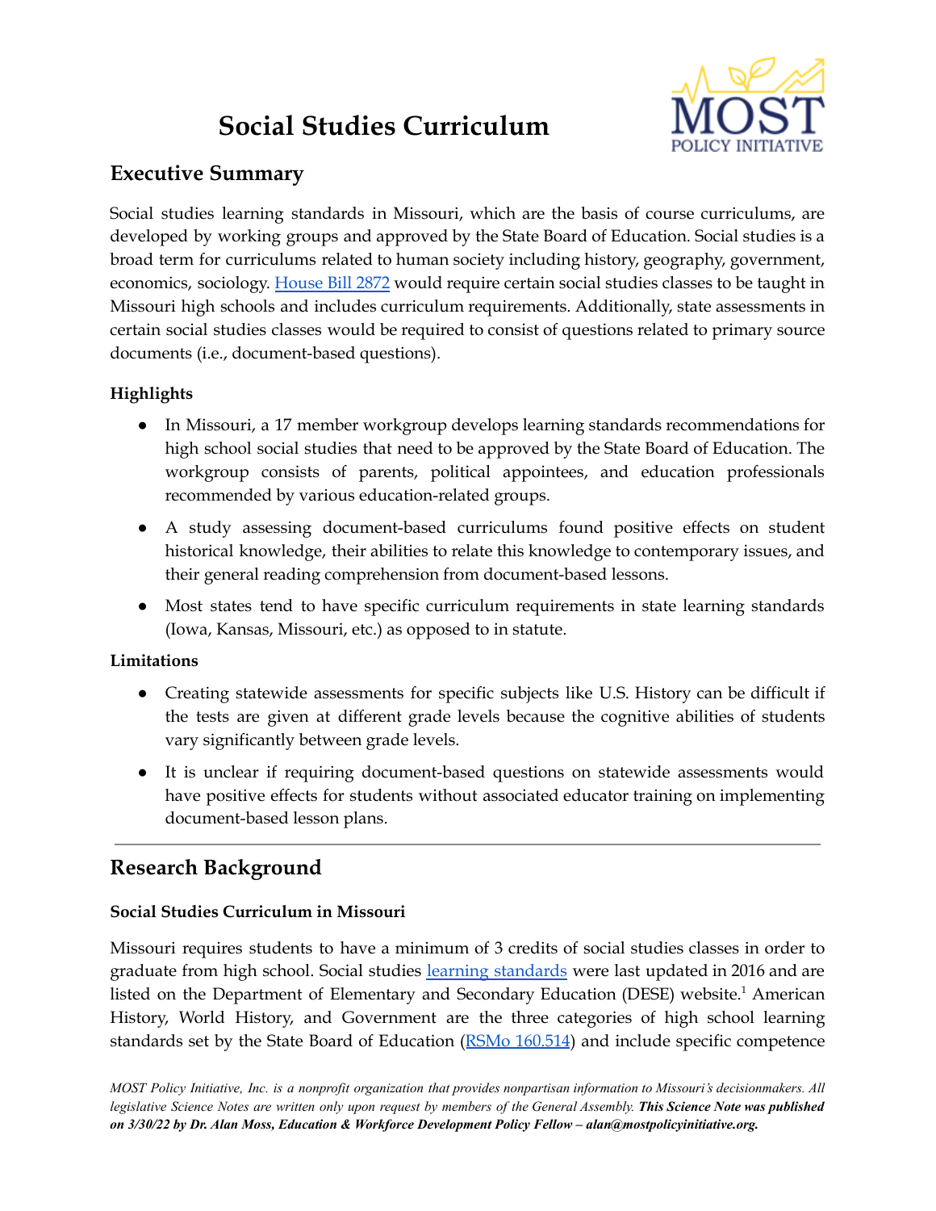# Social Studies Curriculum

## Executive Summary

Social studies learning standards in Missouri, which are the basis of course curriculums, are developed by working groups and approved by the State Board of Education. Social studies is a broad term for curriculums related to human society including history, geography, government, economics, sociology. [House Bill 2872](#) would require certain social studies classes to be taught in Missouri high schools and includes curriculum requirements. Additionally, state assessments in certain social studies classes would be required to consist of questions related to primary source documents (i.e., document-based questions).

### Highlights

- In Missouri, a 17 member workgroup develops learning standards recommendations for high school social studies that need to be approved by the State Board of Education. The workgroup consists of parents, political appointees, and education professionals recommended by various education-related groups.
- A study assessing document-based curriculums found positive effects on student historical knowledge, their abilities to relate this knowledge to contemporary issues, and their general reading comprehension from document-based lessons.
- Most states tend to have specific curriculum requirements in state learning standards (Iowa, Kansas, Missouri, etc.) as opposed to in statute.

### Limitations

- Creating statewide assessments for specific subjects like U.S. History can be difficult if the tests are given at different grade levels because the cognitive abilities of students vary significantly between grade levels.
- It is unclear if requiring document-based questions on statewide assessments would have positive effects for students without associated educator training on implementing document-based lesson plans.

---

## Research Background

### Social Studies Curriculum in Missouri

Missouri requires students to have a minimum of 3 credits of social studies classes in order to graduate from high school. Social studies learning standards were last updated in 2016 and are listed on the Department of Elementary and Secondary Education (DESE) website.[1] American History, World History, and Government are the three categories of high school learning standards set by the State Board of Education (RSMo 160.514) and include specific competence

*MOST Policy Initiative, Inc. is a nonprofit organization that provides nonpartisan information to Missouri's decisionmakers. All legislative Science Notes are written only upon request by members of the General Assembly.* ***This Science Note was published on 3/30/22 by Dr. Alan Moss, Education & Workforce Development Policy Fellow – alan@mostpolicyinitiative.org.***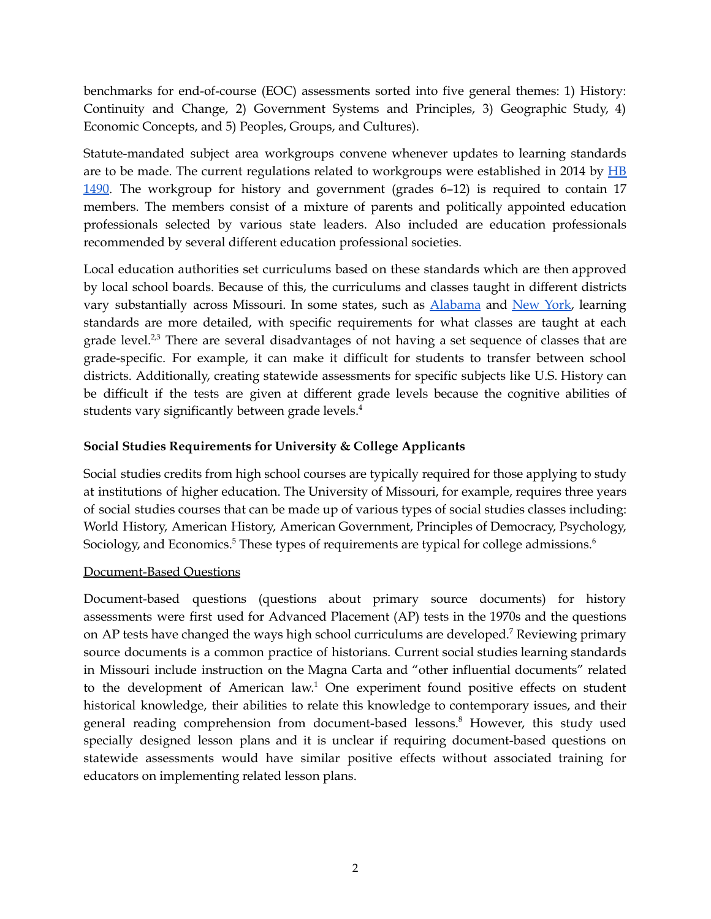benchmarks for end-of-course (EOC) assessments sorted into five general themes: 1) History: Continuity and Change, 2) Government Systems and Principles, 3) Geographic Study, 4) Economic Concepts, and 5) Peoples, Groups, and Cultures).

Statute-mandated subject area workgroups convene whenever updates to learning standards are to be made. The current regulations related to workgroups were established in 2014 by HB 1490. The workgroup for history and government (grades 6–12) is required to contain 17 members. The members consist of a mixture of parents and politically appointed education professionals selected by various state leaders. Also included are education professionals recommended by several different education professional societies.

Local education authorities set curriculums based on these standards which are then approved by local school boards. Because of this, the curriculums and classes taught in different districts vary substantially across Missouri. In some states, such as Alabama and New York, learning standards are more detailed, with specific requirements for what classes are taught at each grade level.[2,3] There are several disadvantages of not having a set sequence of classes that are grade-specific. For example, it can make it difficult for students to transfer between school districts. Additionally, creating statewide assessments for specific subjects like U.S. History can be difficult if the tests are given at different grade levels because the cognitive abilities of students vary significantly between grade levels.[4]

**Social Studies Requirements for University & College Applicants**

Social studies credits from high school courses are typically required for those applying to study at institutions of higher education. The University of Missouri, for example, requires three years of social studies courses that can be made up of various types of social studies classes including: World History, American History, American Government, Principles of Democracy, Psychology, Sociology, and Economics.[5] These types of requirements are typical for college admissions.[6]

Document-Based Questions

Document-based questions (questions about primary source documents) for history assessments were first used for Advanced Placement (AP) tests in the 1970s and the questions on AP tests have changed the ways high school curriculums are developed.[7] Reviewing primary source documents is a common practice of historians. Current social studies learning standards in Missouri include instruction on the Magna Carta and "other influential documents" related to the development of American law.[1] One experiment found positive effects on student historical knowledge, their abilities to relate this knowledge to contemporary issues, and their general reading comprehension from document-based lessons.[8] However, this study used specially designed lesson plans and it is unclear if requiring document-based questions on statewide assessments would have similar positive effects without associated training for educators on implementing related lesson plans.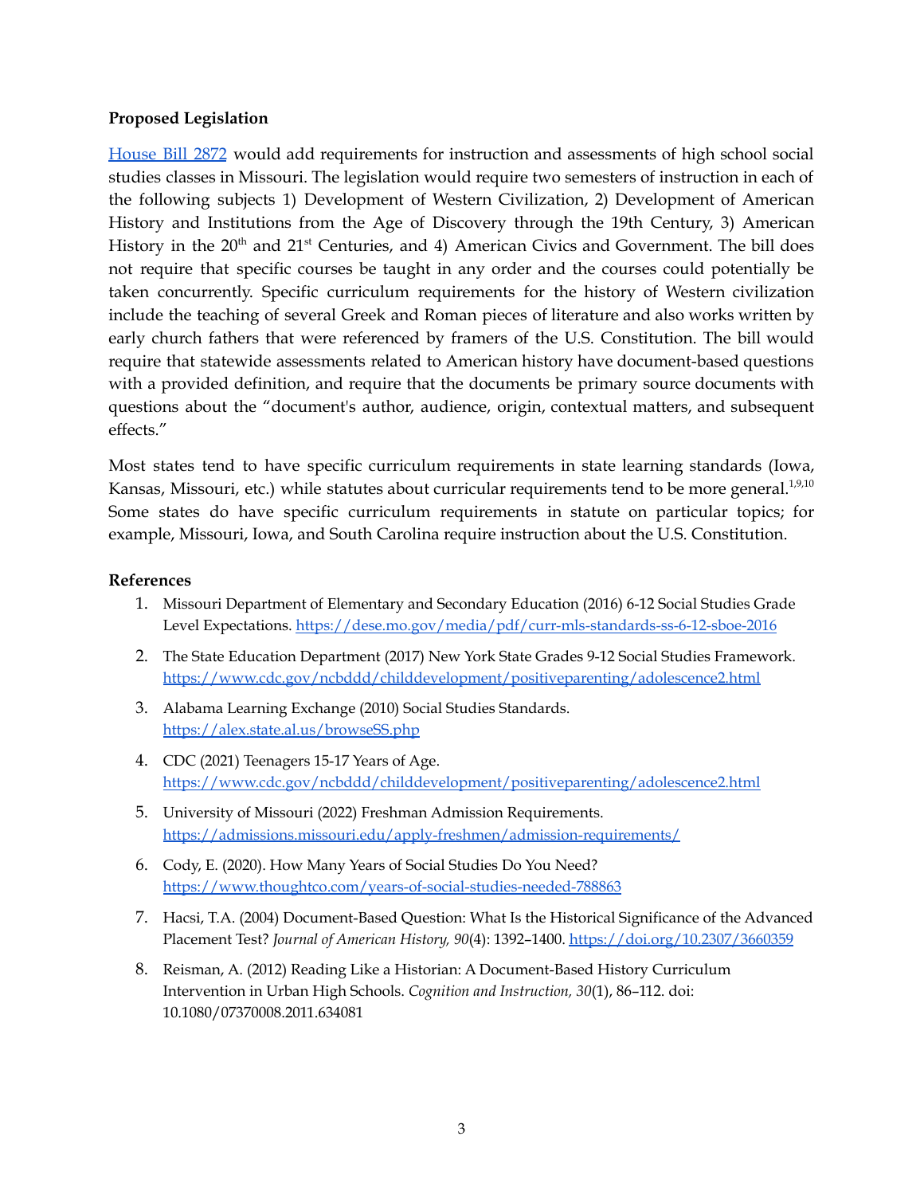**Proposed Legislation**

[House Bill 2872](#) would add requirements for instruction and assessments of high school social studies classes in Missouri. The legislation would require two semesters of instruction in each of the following subjects 1) Development of Western Civilization, 2) Development of American History and Institutions from the Age of Discovery through the 19th Century, 3) American History in the 20th and 21st Centuries, and 4) American Civics and Government. The bill does not require that specific courses be taught in any order and the courses could potentially be taken concurrently. Specific curriculum requirements for the history of Western civilization include the teaching of several Greek and Roman pieces of literature and also works written by early church fathers that were referenced by framers of the U.S. Constitution. The bill would require that statewide assessments related to American history have document-based questions with a provided definition, and require that the documents be primary source documents with questions about the "document's author, audience, origin, contextual matters, and subsequent effects."

Most states tend to have specific curriculum requirements in state learning standards (Iowa, Kansas, Missouri, etc.) while statutes about curricular requirements tend to be more general.[1,9,10] Some states do have specific curriculum requirements in statute on particular topics; for example, Missouri, Iowa, and South Carolina require instruction about the U.S. Constitution.

**References**

1. Missouri Department of Elementary and Secondary Education (2016) 6-12 Social Studies Grade Level Expectations. https://dese.mo.gov/media/pdf/curr-mls-standards-ss-6-12-sboe-2016
2. The State Education Department (2017) New York State Grades 9-12 Social Studies Framework. https://www.cdc.gov/ncbddd/childdevelopment/positiveparenting/adolescence2.html
3. Alabama Learning Exchange (2010) Social Studies Standards. https://alex.state.al.us/browseSS.php
4. CDC (2021) Teenagers 15-17 Years of Age. https://www.cdc.gov/ncbddd/childdevelopment/positiveparenting/adolescence2.html
5. University of Missouri (2022) Freshman Admission Requirements. https://admissions.missouri.edu/apply-freshmen/admission-requirements/
6. Cody, E. (2020). How Many Years of Social Studies Do You Need? https://www.thoughtco.com/years-of-social-studies-needed-788863
7. Hacsi, T.A. (2004) Document-Based Question: What Is the Historical Significance of the Advanced Placement Test? *Journal of American History, 90*(4): 1392–1400. https://doi.org/10.2307/3660359
8. Reisman, A. (2012) Reading Like a Historian: A Document-Based History Curriculum Intervention in Urban High Schools. *Cognition and Instruction, 30*(1), 86–112. doi: 10.1080/07370008.2011.634081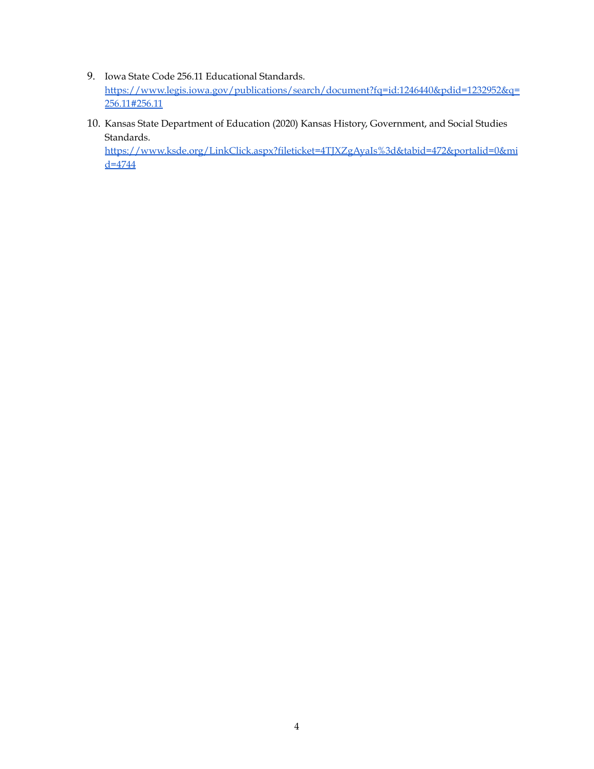9. Iowa State Code 256.11 Educational Standards. https://www.legis.iowa.gov/publications/search/document?fq=id:1246440&pdid=1232952&q=256.11#256.11

10. Kansas State Department of Education (2020) Kansas History, Government, and Social Studies Standards. https://www.ksde.org/LinkClick.aspx?fileticket=4TJXZgAyaIs%3d&tabid=472&portalid=0&mid=4744